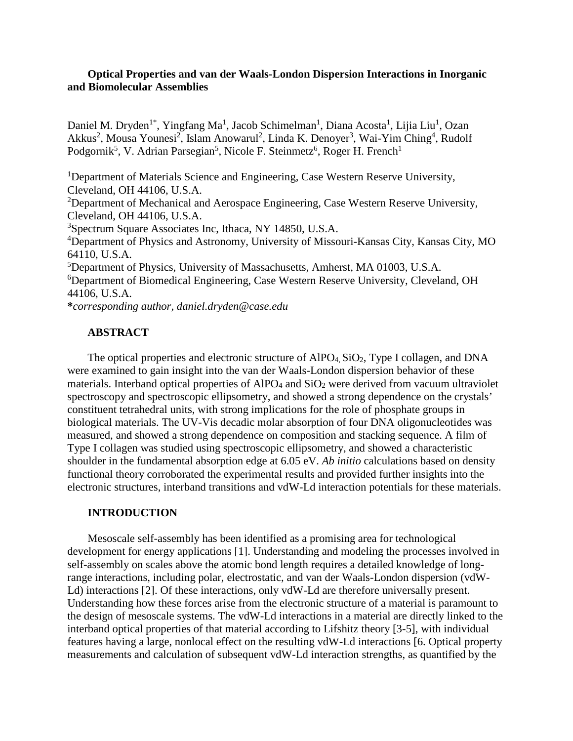# Optical Properties and van der Waals-London Dispersion Interactions in Inorganic and Biomolecular Assemblies

Daniel M. Dryden[1*], Yingfang Ma[1], Jacob Schimelman[1], Diana Acosta[1], Lijia Liu[1], Ozan Akkus[2], Mousa Younesi[2], Islam Anowarul[2], Linda K. Denoyer[3], Wai-Yim Ching[4], Rudolf Podgornik[5], V. Adrian Parsegian[5], Nicole F. Steinmetz[6], Roger H. French[1]

[1]Department of Materials Science and Engineering, Case Western Reserve University, Cleveland, OH 44106, U.S.A.

[2]Department of Mechanical and Aerospace Engineering, Case Western Reserve University, Cleveland, OH 44106, U.S.A.

[3]Spectrum Square Associates Inc, Ithaca, NY 14850, U.S.A.

[4]Department of Physics and Astronomy, University of Missouri-Kansas City, Kansas City, MO 64110, U.S.A.

[5]Department of Physics, University of Massachusetts, Amherst, MA 01003, U.S.A.

[6]Department of Biomedical Engineering, Case Western Reserve University, Cleveland, OH 44106, U.S.A.

**\***_corresponding author, daniel.dryden@case.edu_

## ABSTRACT

The optical properties and electronic structure of $AlPO_4$, $SiO_2$, Type I collagen, and DNA were examined to gain insight into the van der Waals-London dispersion behavior of these materials. Interband optical properties of $AlPO_4$ and $SiO_2$ were derived from vacuum ultraviolet spectroscopy and spectroscopic ellipsometry, and showed a strong dependence on the crystals' constituent tetrahedral units, with strong implications for the role of phosphate groups in biological materials. The UV-Vis decadic molar absorption of four DNA oligonucleotides was measured, and showed a strong dependence on composition and stacking sequence. A film of Type I collagen was studied using spectroscopic ellipsometry, and showed a characteristic shoulder in the fundamental absorption edge at 6.05 eV. *Ab initio* calculations based on density functional theory corroborated the experimental results and provided further insights into the electronic structures, interband transitions and vdW-Ld interaction potentials for these materials.

## INTRODUCTION

Mesoscale self-assembly has been identified as a promising area for technological development for energy applications [1]. Understanding and modeling the processes involved in self-assembly on scales above the atomic bond length requires a detailed knowledge of long-range interactions, including polar, electrostatic, and van der Waals-London dispersion (vdW-Ld) interactions [2]. Of these interactions, only vdW-Ld are therefore universally present. Understanding how these forces arise from the electronic structure of a material is paramount to the design of mesoscale systems. The vdW-Ld interactions in a material are directly linked to the interband optical properties of that material according to Lifshitz theory [3-5], with individual features having a large, nonlocal effect on the resulting vdW-Ld interactions [6. Optical property measurements and calculation of subsequent vdW-Ld interaction strengths, as quantified by the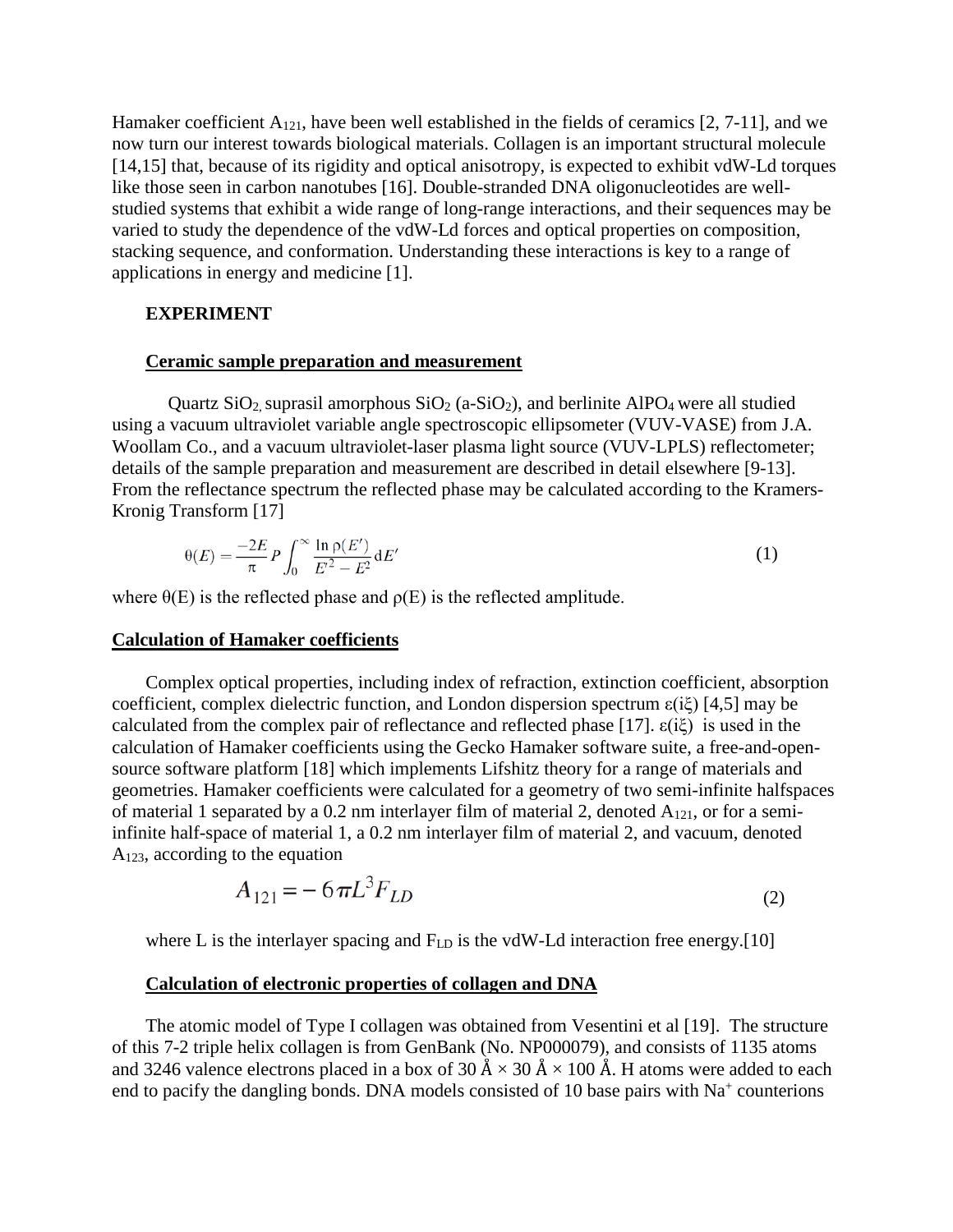Hamaker coefficient $A_{121}$, have been well established in the fields of ceramics [2, 7-11], and we now turn our interest towards biological materials. Collagen is an important structural molecule [14,15] that, because of its rigidity and optical anisotropy, is expected to exhibit vdW-Ld torques like those seen in carbon nanotubes [16]. Double-stranded DNA oligonucleotides are well-studied systems that exhibit a wide range of long-range interactions, and their sequences may be varied to study the dependence of the vdW-Ld forces and optical properties on composition, stacking sequence, and conformation. Understanding these interactions is key to a range of applications in energy and medicine [1].

## EXPERIMENT

### Ceramic sample preparation and measurement

Quartz $SiO_2$, suprasil amorphous $SiO_2$ (a-$SiO_2$), and berlinite $AlPO_4$ were all studied using a vacuum ultraviolet variable angle spectroscopic ellipsometer (VUV-VASE) from J.A. Woollam Co., and a vacuum ultraviolet-laser plasma light source (VUV-LPLS) reflectometer; details of the sample preparation and measurement are described in detail elsewhere [9-13]. From the reflectance spectrum the reflected phase may be calculated according to the Kramers-Kronig Transform [17]

$$\theta(E) = \frac{-2E}{\pi} P \int_0^\infty \frac{\ln \rho(E')}{E'^2 - E^2} \, dE' \tag{1}$$

where $\theta(E)$ is the reflected phase and $\rho(E)$ is the reflected amplitude.

### Calculation of Hamaker coefficients

Complex optical properties, including index of refraction, extinction coefficient, absorption coefficient, complex dielectric function, and London dispersion spectrum $\varepsilon(i\xi)$ [4,5] may be calculated from the complex pair of reflectance and reflected phase [17]. $\varepsilon(i\xi)$ is used in the calculation of Hamaker coefficients using the Gecko Hamaker software suite, a free-and-open-source software platform [18] which implements Lifshitz theory for a range of materials and geometries. Hamaker coefficients were calculated for a geometry of two semi-infinite halfspaces of material 1 separated by a 0.2 nm interlayer film of material 2, denoted $A_{121}$, or for a semi-infinite half-space of material 1, a 0.2 nm interlayer film of material 2, and vacuum, denoted $A_{123}$, according to the equation

$$A_{121} = -6\pi L^3 F_{LD} \tag{2}$$

where L is the interlayer spacing and $F_{LD}$ is the vdW-Ld interaction free energy.[10]

### Calculation of electronic properties of collagen and DNA

The atomic model of Type I collagen was obtained from Vesentini et al [19]. The structure of this 7-2 triple helix collagen is from GenBank (No. NP000079), and consists of 1135 atoms and 3246 valence electrons placed in a box of 30 Å × 30 Å × 100 Å. H atoms were added to each end to pacify the dangling bonds. DNA models consisted of 10 base pairs with $Na^+$ counterions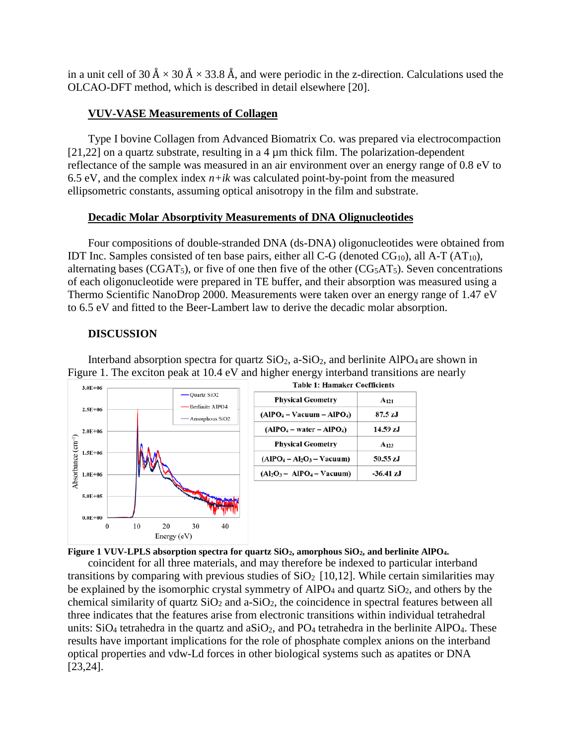in a unit cell of 30 Å × 30 Å × 33.8 Å, and were periodic in the z-direction. Calculations used the OLCAO-DFT method, which is described in detail elsewhere [20].

## VUV-VASE Measurements of Collagen

Type I bovine Collagen from Advanced Biomatrix Co. was prepared via electrocompaction [21,22] on a quartz substrate, resulting in a 4 μm thick film. The polarization-dependent reflectance of the sample was measured in an air environment over an energy range of 0.8 eV to 6.5 eV, and the complex index $n+ik$ was calculated point-by-point from the measured ellipsometric constants, assuming optical anisotropy in the film and substrate.

## Decadic Molar Absorptivity Measurements of DNA Olignucleotides

Four compositions of double-stranded DNA (ds-DNA) oligonucleotides were obtained from IDT Inc. Samples consisted of ten base pairs, either all C-G (denoted $CG_{10}$), all A-T ($AT_{10}$), alternating bases ($CGAT_5$), or five of one then five of the other ($CG_5AT_5$). Seven concentrations of each oligonucleotide were prepared in TE buffer, and their absorption was measured using a Thermo Scientific NanoDrop 2000. Measurements were taken over an energy range of 1.47 eV to 6.5 eV and fitted to the Beer-Lambert law to derive the decadic molar absorption.

## DISCUSSION

Interband absorption spectra for quartz $SiO_2$, a-$SiO_2$, and berlinite $AlPO_4$ are shown in Figure 1. The exciton peak at 10.4 eV and higher energy interband transitions are nearly coincident for all three materials, and may therefore be indexed to particular interband transitions by comparing with previous studies of $SiO_2$ [10,12]. While certain similarities may be explained by the isomorphic crystal symmetry of $AlPO_4$ and quartz $SiO_2$, and others by the chemical similarity of quartz $SiO_2$ and a-$SiO_2$, the coincidence in spectral features between all three indicates that the features arise from electronic transitions within individual tetrahedral units: $SiO_4$ tetrahedra in the quartz and a$SiO_2$, and $PO_4$ tetrahedra in the berlinite $AlPO_4$. These results have important implications for the role of phosphate complex anions on the interband optical properties and vdw-Ld forces in other biological systems such as apatites or DNA [23,24].

**Figure 1 VUV-LPLS absorption spectra for quartz $SiO_2$, amorphous $SiO_2$, and berlinite $AlPO_4$.**

**Table 1: Hamaker Coefficients**

| Physical Geometry | $A_{121}$ |
|---|---|
| ($AlPO_4$ – Vacuum – $AlPO_4$) | 87.5 zJ |
| ($AlPO_4$ – water – $AlPO_4$) | 14.59 zJ |
| **Physical Geometry** | **$A_{123}$** |
| ($AlPO_4$ – $Al_2O_3$ – Vacuum) | 50.55 zJ |
| ($Al_2O_3$ – $AlPO_4$ – Vacuum) | -36.41 zJ |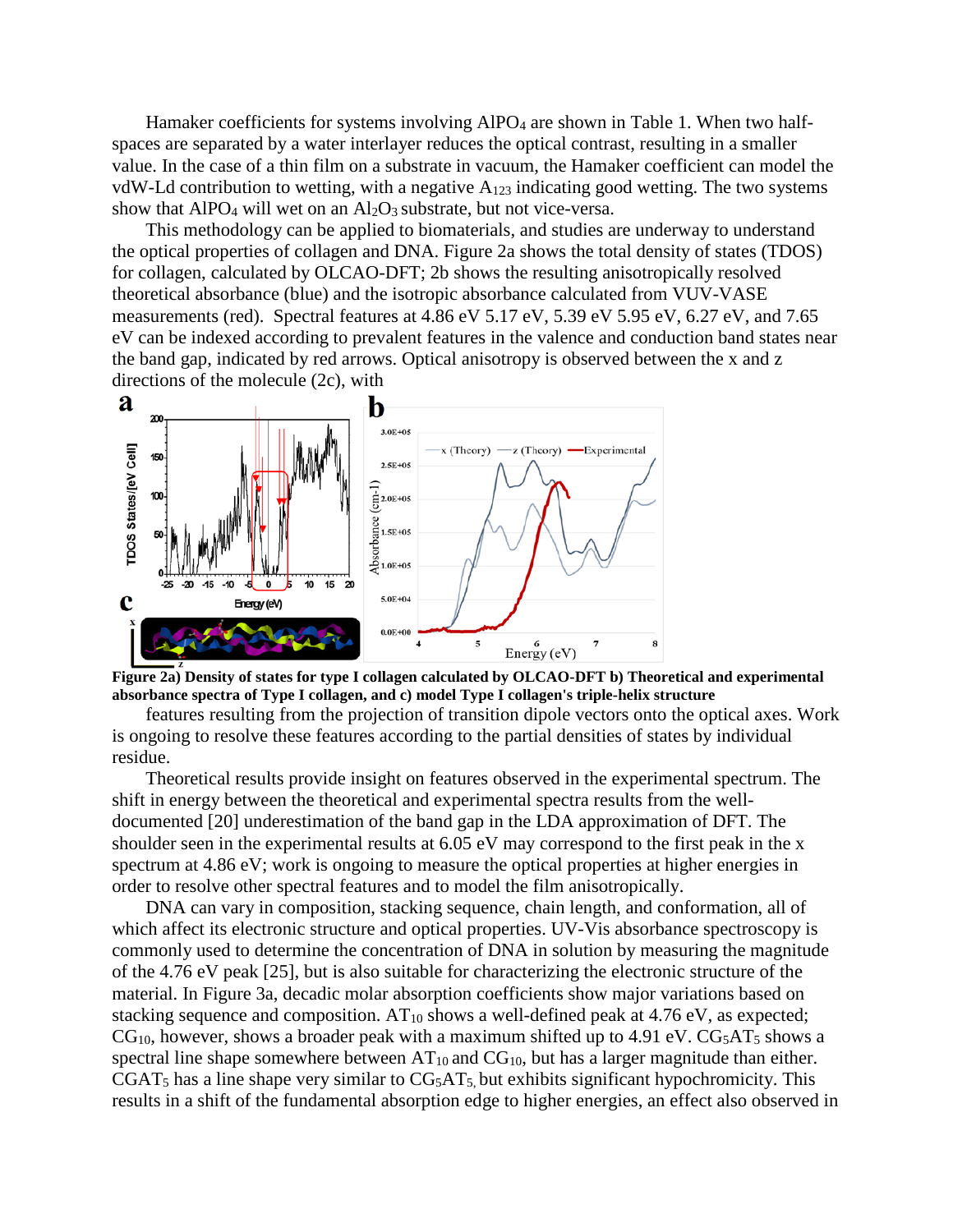Hamaker coefficients for systems involving $AlPO_4$ are shown in Table 1. When two half-spaces are separated by a water interlayer reduces the optical contrast, resulting in a smaller value. In the case of a thin film on a substrate in vacuum, the Hamaker coefficient can model the vdW-Ld contribution to wetting, with a negative $A_{123}$ indicating good wetting. The two systems show that $AlPO_4$ will wet on an $Al_2O_3$ substrate, but not vice-versa.

This methodology can be applied to biomaterials, and studies are underway to understand the optical properties of collagen and DNA. Figure 2a shows the total density of states (TDOS) for collagen, calculated by OLCAO-DFT; 2b shows the resulting anisotropically resolved theoretical absorbance (blue) and the isotropic absorbance calculated from VUV-VASE measurements (red). Spectral features at 4.86 eV 5.17 eV, 5.39 eV 5.95 eV, 6.27 eV, and 7.65 eV can be indexed according to prevalent features in the valence and conduction band states near the band gap, indicated by red arrows. Optical anisotropy is observed between the x and z directions of the molecule (2c), with

**Figure 2a) Density of states for type I collagen calculated by OLCAO-DFT b) Theoretical and experimental absorbance spectra of Type I collagen, and c) model Type I collagen's triple-helix structure**

features resulting from the projection of transition dipole vectors onto the optical axes. Work is ongoing to resolve these features according to the partial densities of states by individual residue.

Theoretical results provide insight on features observed in the experimental spectrum. The shift in energy between the theoretical and experimental spectra results from the well-documented [20] underestimation of the band gap in the LDA approximation of DFT. The shoulder seen in the experimental results at 6.05 eV may correspond to the first peak in the x spectrum at 4.86 eV; work is ongoing to measure the optical properties at higher energies in order to resolve other spectral features and to model the film anisotropically.

DNA can vary in composition, stacking sequence, chain length, and conformation, all of which affect its electronic structure and optical properties. UV-Vis absorbance spectroscopy is commonly used to determine the concentration of DNA in solution by measuring the magnitude of the 4.76 eV peak [25], but is also suitable for characterizing the electronic structure of the material. In Figure 3a, decadic molar absorption coefficients show major variations based on stacking sequence and composition. $AT_{10}$ shows a well-defined peak at 4.76 eV, as expected; $CG_{10}$, however, shows a broader peak with a maximum shifted up to 4.91 eV. $CG_5AT_5$ shows a spectral line shape somewhere between $AT_{10}$ and $CG_{10}$, but has a larger magnitude than either. $CGAT_5$ has a line shape very similar to $CG_5AT_5$, but exhibits significant hypochromicity. This results in a shift of the fundamental absorption edge to higher energies, an effect also observed in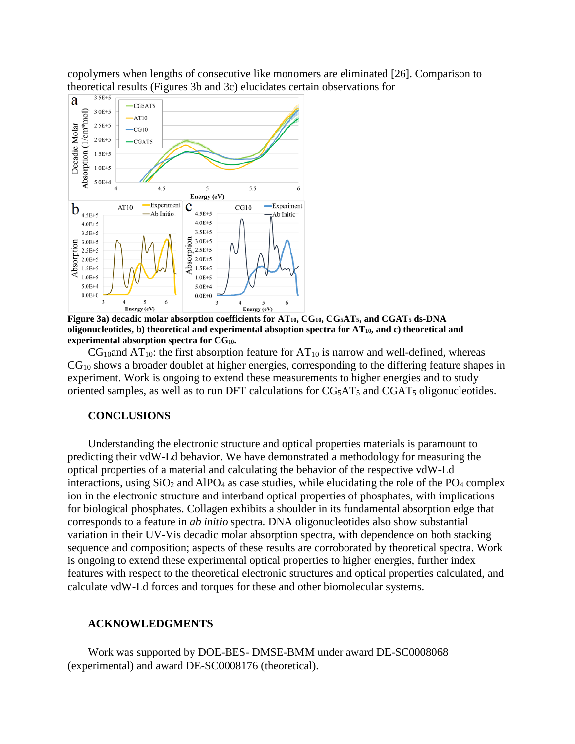copolymers when lengths of consecutive like monomers are eliminated [26]. Comparison to theoretical results (Figures 3b and 3c) elucidates certain observations for

**Figure 3a) decadic molar absorption coefficients for $AT_{10}$, $CG_{10}$, $CG_5AT_5$, and $CGAT_5$ ds-DNA oligonucleotides, b) theoretical and experimental absoption spectra for $AT_{10}$, and c) theoretical and experimental absorption spectra for $CG_{10}$.**

$CG_{10}$and $AT_{10}$: the first absorption feature for $AT_{10}$ is narrow and well-defined, whereas $CG_{10}$ shows a broader doublet at higher energies, corresponding to the differing feature shapes in experiment. Work is ongoing to extend these measurements to higher energies and to study oriented samples, as well as to run DFT calculations for $CG_5AT_5$ and $CGAT_5$ oligonucleotides.

## CONCLUSIONS

Understanding the electronic structure and optical properties materials is paramount to predicting their vdW-Ld behavior. We have demonstrated a methodology for measuring the optical properties of a material and calculating the behavior of the respective vdW-Ld interactions, using $SiO_2$ and $AlPO_4$ as case studies, while elucidating the role of the $PO_4$ complex ion in the electronic structure and interband optical properties of phosphates, with implications for biological phosphates. Collagen exhibits a shoulder in its fundamental absorption edge that corresponds to a feature in *ab initio* spectra. DNA oligonucleotides also show substantial variation in their UV-Vis decadic molar absorption spectra, with dependence on both stacking sequence and composition; aspects of these results are corroborated by theoretical spectra. Work is ongoing to extend these experimental optical properties to higher energies, further index features with respect to the theoretical electronic structures and optical properties calculated, and calculate vdW-Ld forces and torques for these and other biomolecular systems.

## ACKNOWLEDGMENTS

Work was supported by DOE-BES- DMSE-BMM under award DE-SC0008068 (experimental) and award DE-SC0008176 (theoretical).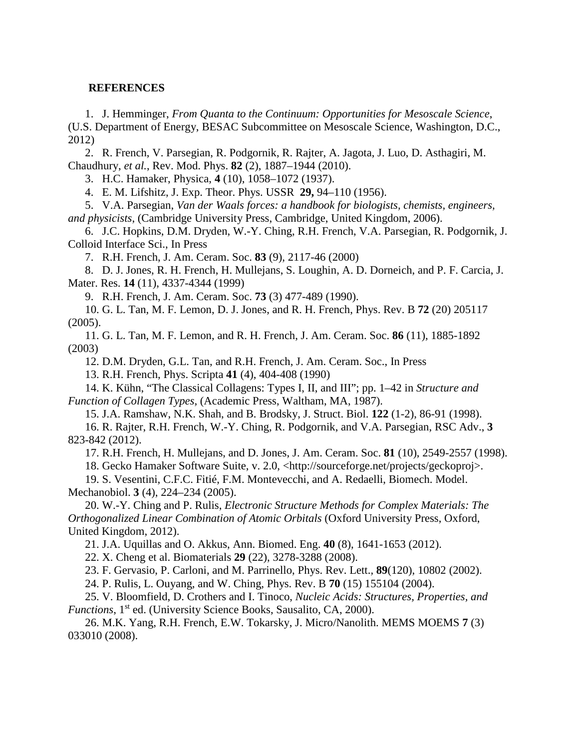**REFERENCES**

1. J. Hemminger, *From Quanta to the Continuum: Opportunities for Mesoscale Science*, (U.S. Department of Energy, BESAC Subcommittee on Mesoscale Science, Washington, D.C., 2012)
2. R. French, V. Parsegian, R. Podgornik, R. Rajter, A. Jagota, J. Luo, D. Asthagiri, M. Chaudhury, *et al.*, Rev. Mod. Phys. **82** (2), 1887–1944 (2010).
3. H.C. Hamaker, Physica, **4** (10), 1058–1072 (1937).
4. E. M. Lifshitz, J. Exp. Theor. Phys. USSR **29,** 94–110 (1956).
5. V.A. Parsegian, *Van der Waals forces: a handbook for biologists, chemists, engineers, and physicists*, (Cambridge University Press, Cambridge, United Kingdom, 2006).
6. J.C. Hopkins, D.M. Dryden, W.-Y. Ching, R.H. French, V.A. Parsegian, R. Podgornik, J. Colloid Interface Sci., In Press
7. R.H. French, J. Am. Ceram. Soc. **83** (9), 2117-46 (2000)
8. D. J. Jones, R. H. French, H. Mullejans, S. Loughin, A. D. Dorneich, and P. F. Carcia, J. Mater. Res. **14** (11), 4337-4344 (1999)
9. R.H. French, J. Am. Ceram. Soc. **73** (3) 477-489 (1990).
10. G. L. Tan, M. F. Lemon, D. J. Jones, and R. H. French, Phys. Rev. B **72** (20) 205117 (2005).
11. G. L. Tan, M. F. Lemon, and R. H. French, J. Am. Ceram. Soc. **86** (11), 1885-1892 (2003)
12. D.M. Dryden, G.L. Tan, and R.H. French, J. Am. Ceram. Soc., In Press
13. R.H. French, Phys. Scripta **41** (4), 404-408 (1990)
14. K. Kühn, "The Classical Collagens: Types I, II, and III"; pp. 1–42 in *Structure and Function of Collagen Types*, (Academic Press, Waltham, MA, 1987).
15. J.A. Ramshaw, N.K. Shah, and B. Brodsky, J. Struct. Biol. **122** (1-2), 86-91 (1998).
16. R. Rajter, R.H. French, W.-Y. Ching, R. Podgornik, and V.A. Parsegian, RSC Adv., **3** 823-842 (2012).
17. R.H. French, H. Mullejans, and D. Jones, J. Am. Ceram. Soc. **81** (10), 2549-2557 (1998).
18. Gecko Hamaker Software Suite, v. 2.0, <http://sourceforge.net/projects/geckoproj>.
19. S. Vesentini, C.F.C. Fitié, F.M. Montevecchi, and A. Redaelli, Biomech. Model. Mechanobiol. **3** (4), 224–234 (2005).
20. W.-Y. Ching and P. Rulis, *Electronic Structure Methods for Complex Materials: The Orthogonalized Linear Combination of Atomic Orbitals* (Oxford University Press, Oxford, United Kingdom, 2012).
21. J.A. Uquillas and O. Akkus, Ann. Biomed. Eng. **40** (8), 1641-1653 (2012).
22. X. Cheng et al. Biomaterials **29** (22), 3278-3288 (2008).
23. F. Gervasio, P. Carloni, and M. Parrinello, Phys. Rev. Lett., **89**(120), 10802 (2002).
24. P. Rulis, L. Ouyang, and W. Ching, Phys. Rev. B **70** (15) 155104 (2004).
25. V. Bloomfield, D. Crothers and I. Tinoco, *Nucleic Acids: Structures, Properties, and Functions*, 1st ed. (University Science Books, Sausalito, CA, 2000).
26. M.K. Yang, R.H. French, E.W. Tokarsky, J. Micro/Nanolith. MEMS MOEMS **7** (3) 033010 (2008).